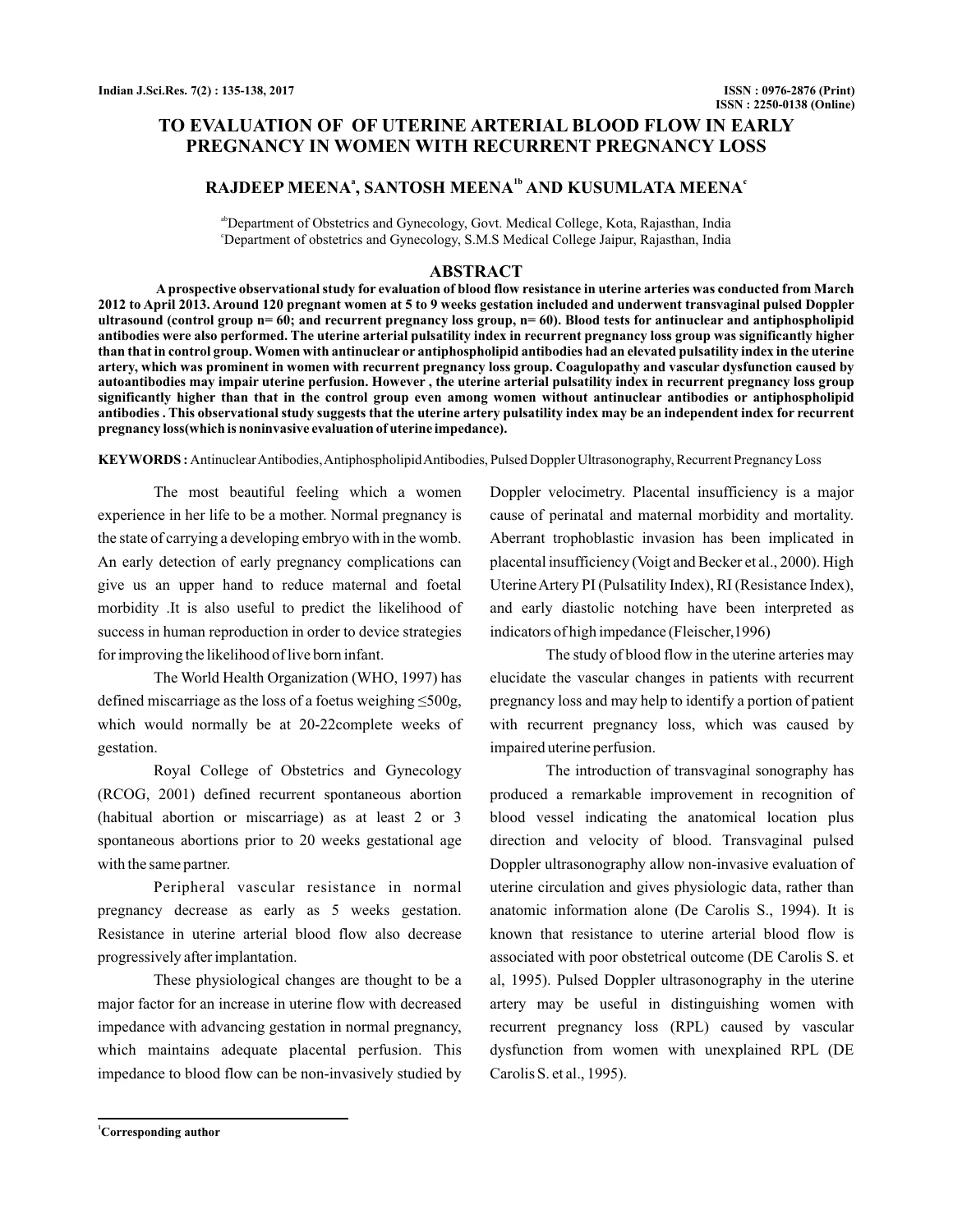# TO EVALUATION OF OF UTERINE ARTERIAL BLOOD FLOW IN EARLY PREGNANCY IN WOMEN WITH RECURRENT PREGNANCY LOSS

**RAJDEEP MEENA[a], SANTOSH MEENA[1b] AND KUSUMLATA MEENA[c]**

[ab]Department of Obstetrics and Gynecology, Govt. Medical College, Kota, Rajasthan, India
[c]Department of obstetrics and Gynecology, S.M.S Medical College Jaipur, Rajasthan, India

## ABSTRACT

**A prospective observational study for evaluation of blood flow resistance in uterine arteries was conducted from March 2012 to April 2013. Around 120 pregnant women at 5 to 9 weeks gestation included and underwent transvaginal pulsed Doppler ultrasound (control group n= 60; and recurrent pregnancy loss group, n= 60). Blood tests for antinuclear and antiphospholipid antibodies were also performed. The uterine arterial pulsatility index in recurrent pregnancy loss group was significantly higher than that in control group. Women with antinuclear or antiphospholipid antibodies had an elevated pulsatility index in the uterine artery, which was prominent in women with recurrent pregnancy loss group. Coagulopathy and vascular dysfunction caused by autoantibodies may impair uterine perfusion. However , the uterine arterial pulsatility index in recurrent pregnancy loss group significantly higher than that in the control group even among women without antinuclear antibodies or antiphospholipid antibodies . This observational study suggests that the uterine artery pulsatility index may be an independent index for recurrent pregnancy loss(which is noninvasive evaluation of uterine impedance).**

**KEYWORDS :** Antinuclear Antibodies, Antiphospholipid Antibodies, Pulsed Doppler Ultrasonography, Recurrent Pregnancy Loss

The most beautiful feeling which a women experience in her life to be a mother. Normal pregnancy is the state of carrying a developing embryo with in the womb. An early detection of early pregnancy complications can give us an upper hand to reduce maternal and foetal morbidity .It is also useful to predict the likelihood of success in human reproduction in order to device strategies for improving the likelihood of live born infant.

The World Health Organization (WHO, 1997) has defined miscarriage as the loss of a foetus weighing ≤500g, which would normally be at 20-22complete weeks of gestation.

Royal College of Obstetrics and Gynecology (RCOG, 2001) defined recurrent spontaneous abortion (habitual abortion or miscarriage) as at least 2 or 3 spontaneous abortions prior to 20 weeks gestational age with the same partner.

Peripheral vascular resistance in normal pregnancy decrease as early as 5 weeks gestation. Resistance in uterine arterial blood flow also decrease progressively after implantation.

These physiological changes are thought to be a major factor for an increase in uterine flow with decreased impedance with advancing gestation in normal pregnancy, which maintains adequate placental perfusion. This impedance to blood flow can be non-invasively studied by Doppler velocimetry. Placental insufficiency is a major cause of perinatal and maternal morbidity and mortality. Aberrant trophoblastic invasion has been implicated in placental insufficiency (Voigt and Becker et al., 2000). High Uterine Artery PI (Pulsatility Index), RI (Resistance Index), and early diastolic notching have been interpreted as indicators of high impedance (Fleischer,1996)

The study of blood flow in the uterine arteries may elucidate the vascular changes in patients with recurrent pregnancy loss and may help to identify a portion of patient with recurrent pregnancy loss, which was caused by impaired uterine perfusion.

The introduction of transvaginal sonography has produced a remarkable improvement in recognition of blood vessel indicating the anatomical location plus direction and velocity of blood. Transvaginal pulsed Doppler ultrasonography allow non-invasive evaluation of uterine circulation and gives physiologic data, rather than anatomic information alone (De Carolis S., 1994). It is known that resistance to uterine arterial blood flow is associated with poor obstetrical outcome (DE Carolis S. et al, 1995). Pulsed Doppler ultrasonography in the uterine artery may be useful in distinguishing women with recurrent pregnancy loss (RPL) caused by vascular dysfunction from women with unexplained RPL (DE Carolis S. et al., 1995).

[1]Corresponding author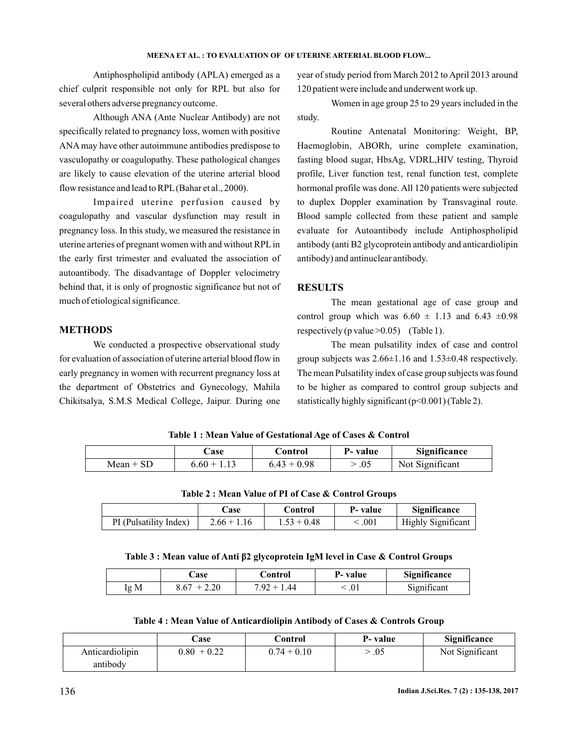Antiphospholipid antibody (APLA) emerged as a chief culprit responsible not only for RPL but also for several others adverse pregnancy outcome.

Although ANA (Ante Nuclear Antibody) are not specifically related to pregnancy loss, women with positive ANA may have other autoimmune antibodies predispose to vasculopathy or coagulopathy. These pathological changes are likely to cause elevation of the uterine arterial blood flow resistance and lead to RPL (Bahar et al., 2000).

Impaired uterine perfusion caused by coagulopathy and vascular dysfunction may result in pregnancy loss. In this study, we measured the resistance in uterine arteries of pregnant women with and without RPL in the early first trimester and evaluated the association of autoantibody. The disadvantage of Doppler velocimetry behind that, it is only of prognostic significance but not of much of etiological significance.

## METHODS

We conducted a prospective observational study for evaluation of association of uterine arterial blood flow in early pregnancy in women with recurrent pregnancy loss at the department of Obstetrics and Gynecology, Mahila Chikitsalya, S.M.S Medical College, Jaipur. During one year of study period from March 2012 to April 2013 around 120 patient were include and underwent work up.

Women in age group 25 to 29 years included in the study.

Routine Antenatal Monitoring: Weight, BP, Haemoglobin, ABORh, urine complete examination, fasting blood sugar, HbsAg, VDRL,HIV testing, Thyroid profile, Liver function test, renal function test, complete hormonal profile was done. All 120 patients were subjected to duplex Doppler examination by Transvaginal route. Blood sample collected from these patient and sample evaluate for Autoantibody include Antiphospholipid antibody (anti B2 glycoprotein antibody and anticardiolipin antibody) and antinuclear antibody.

## RESULTS

The mean gestational age of case group and control group which was $6.60 \pm 1.13$ and $6.43 \pm 0.98$ respectively (p value $>0.05$) (Table 1).

The mean pulsatility index of case and control group subjects was $2.66 \pm 1.16$ and $1.53 \pm 0.48$ respectively. The mean Pulsatility index of case group subjects was found to be higher as compared to control group subjects and statistically highly significant ($p<0.001$) (Table 2).

**Table 1 : Mean Value of Gestational Age of Cases & Control**

| | Case | Control | P- value | Significance |
|---|---|---|---|---|
| Mean + SD | 6.60 + 1.13 | 6.43 + 0.98 | > .05 | Not Significant |

**Table 2 : Mean Value of PI of Case & Control Groups**

| | Case | Control | P- value | Significance |
|---|---|---|---|---|
| PI (Pulsatility Index) | 2.66 + 1.16 | 1.53 + 0.48 | < .001 | Highly Significant |

**Table 3 : Mean value of Anti β2 glycoprotein IgM level in Case & Control Groups**

| | Case | Control | P- value | Significance |
|---|---|---|---|---|
| Ig M | 8.67 + 2.20 | 7.92 + 1.44 | < .01 | Significant |

**Table 4 : Mean Value of Anticardiolipin Antibody of Cases & Controls Group**

| | Case | Control | P- value | Significance |
|---|---|---|---|---|
| Anticardiolipin antibody | 0.80 + 0.22 | 0.74 + 0.10 | > .05 | Not Significant |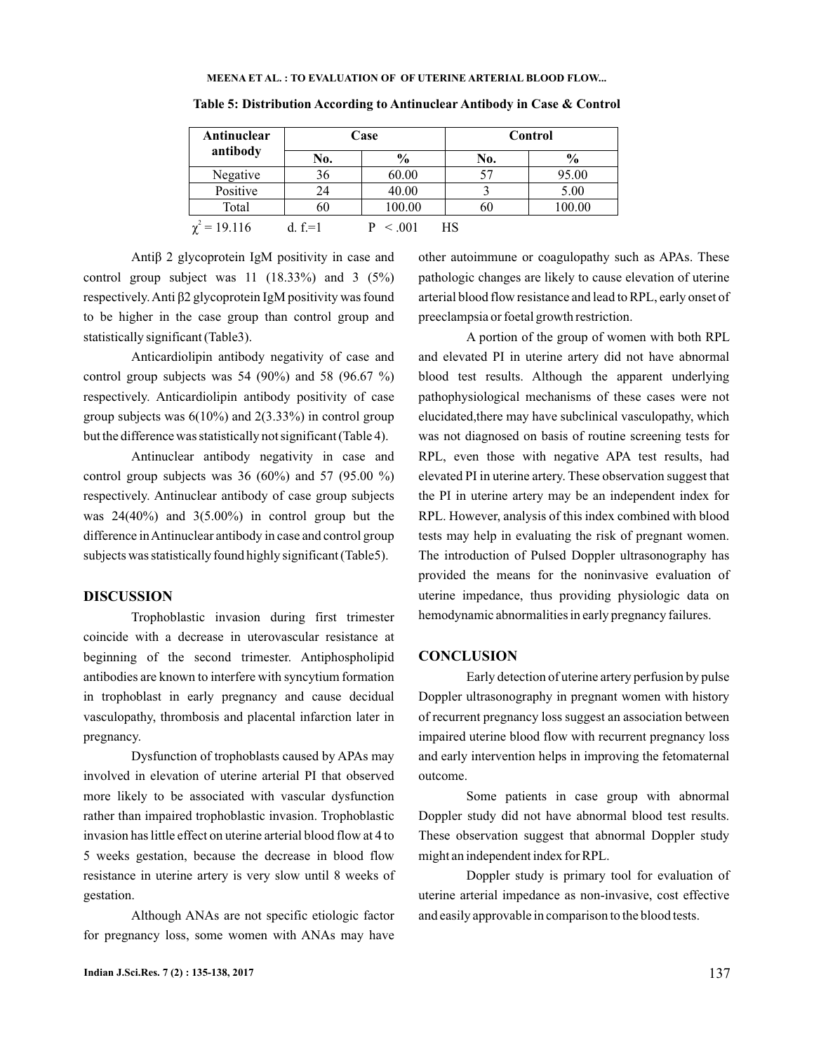**Table 5: Distribution According to Antinuclear Antibody in Case & Control**

| Antinuclear antibody | Case | | Control | |
|---|---|---|---|---|
| | No. | % | No. | % |
| Negative | 36 | 60.00 | 57 | 95.00 |
| Positive | 24 | 40.00 | 3 | 5.00 |
| Total | 60 | 100.00 | 60 | 100.00 |

$\chi^2 = 19.116$ d. f.=1 P < .001 HS

Antiβ 2 glycoprotein IgM positivity in case and control group subject was 11 (18.33%) and 3 (5%) respectively. Anti β2 glycoprotein IgM positivity was found to be higher in the case group than control group and statistically significant (Table3).

Anticardiolipin antibody negativity of case and control group subjects was 54 (90%) and 58 (96.67 %) respectively. Anticardiolipin antibody positivity of case group subjects was 6(10%) and 2(3.33%) in control group but the difference was statistically not significant (Table 4).

Antinuclear antibody negativity in case and control group subjects was 36 (60%) and 57 (95.00 %) respectively. Antinuclear antibody of case group subjects was 24(40%) and 3(5.00%) in control group but the difference in Antinuclear antibody in case and control group subjects was statistically found highly significant (Table5).

## DISCUSSION

Trophoblastic invasion during first trimester coincide with a decrease in uterovascular resistance at beginning of the second trimester. Antiphospholipid antibodies are known to interfere with syncytium formation in trophoblast in early pregnancy and cause decidual vasculopathy, thrombosis and placental infarction later in pregnancy.

Dysfunction of trophoblasts caused by APAs may involved in elevation of uterine arterial PI that observed more likely to be associated with vascular dysfunction rather than impaired trophoblastic invasion. Trophoblastic invasion has little effect on uterine arterial blood flow at 4 to 5 weeks gestation, because the decrease in blood flow resistance in uterine artery is very slow until 8 weeks of gestation.

Although ANAs are not specific etiologic factor for pregnancy loss, some women with ANAs may have other autoimmune or coagulopathy such as APAs. These pathologic changes are likely to cause elevation of uterine arterial blood flow resistance and lead to RPL, early onset of preeclampsia or foetal growth restriction.

A portion of the group of women with both RPL and elevated PI in uterine artery did not have abnormal blood test results. Although the apparent underlying pathophysiological mechanisms of these cases were not elucidated,there may have subclinical vasculopathy, which was not diagnosed on basis of routine screening tests for RPL, even those with negative APA test results, had elevated PI in uterine artery. These observation suggest that the PI in uterine artery may be an independent index for RPL. However, analysis of this index combined with blood tests may help in evaluating the risk of pregnant women. The introduction of Pulsed Doppler ultrasonography has provided the means for the noninvasive evaluation of uterine impedance, thus providing physiologic data on hemodynamic abnormalities in early pregnancy failures.

## CONCLUSION

Early detection of uterine artery perfusion by pulse Doppler ultrasonography in pregnant women with history of recurrent pregnancy loss suggest an association between impaired uterine blood flow with recurrent pregnancy loss and early intervention helps in improving the fetomaternal outcome.

Some patients in case group with abnormal Doppler study did not have abnormal blood test results. These observation suggest that abnormal Doppler study might an independent index for RPL.

Doppler study is primary tool for evaluation of uterine arterial impedance as non-invasive, cost effective and easily approvable in comparison to the blood tests.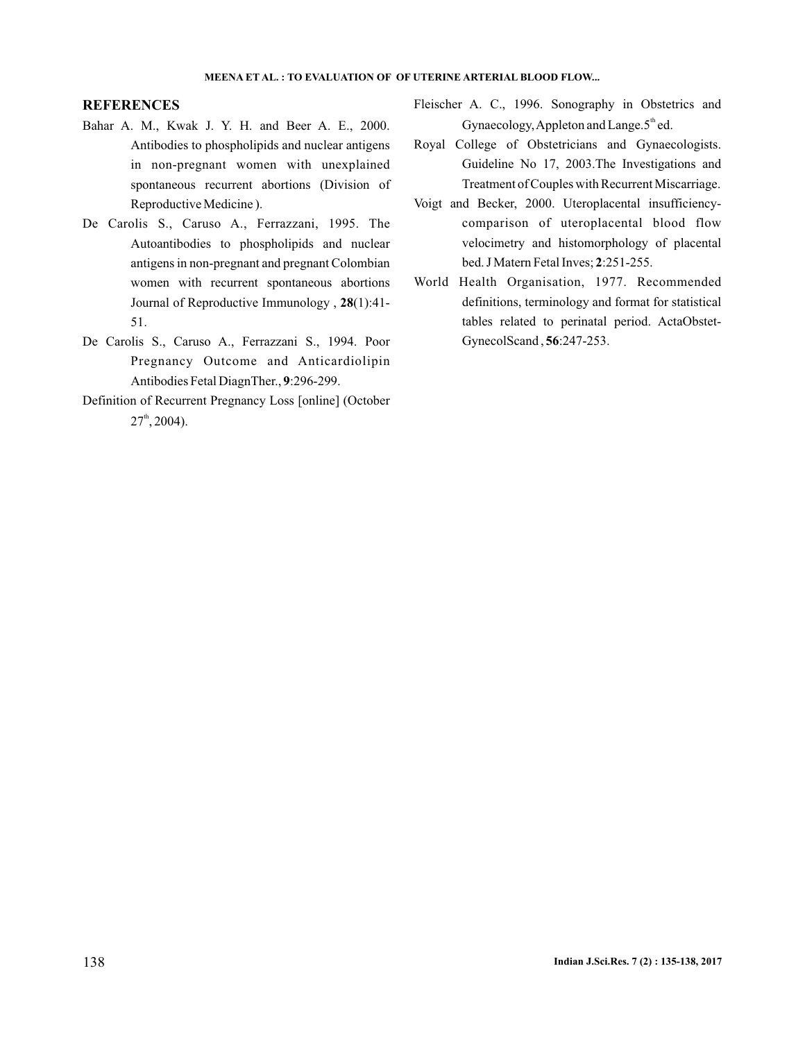## REFERENCES

Bahar A. M., Kwak J. Y. H. and Beer A. E., 2000. Antibodies to phospholipids and nuclear antigens in non-pregnant women with unexplained spontaneous recurrent abortions (Division of Reproductive Medicine ).

De Carolis S., Caruso A., Ferrazzani, 1995. The Autoantibodies to phospholipids and nuclear antigens in non-pregnant and pregnant Colombian women with recurrent spontaneous abortions Journal of Reproductive Immunology , **28**(1):41-51.

De Carolis S., Caruso A., Ferrazzani S., 1994. Poor Pregnancy Outcome and Anticardiolipin Antibodies Fetal DiagnTher., **9**:296-299.

Definition of Recurrent Pregnancy Loss [online] (October 27th, 2004).

Fleischer A. C., 1996. Sonography in Obstetrics and Gynaecology, Appleton and Lange.5th ed.

Royal College of Obstetricians and Gynaecologists. Guideline No 17, 2003.The Investigations and Treatment of Couples with Recurrent Miscarriage.

Voigt and Becker, 2000. Uteroplacental insufficiency-comparison of uteroplacental blood flow velocimetry and histomorphology of placental bed. J Matern Fetal Inves; **2**:251-255.

World Health Organisation, 1977. Recommended definitions, terminology and format for statistical tables related to perinatal period. ActaObstet-GynecolScand , **56**:247-253.